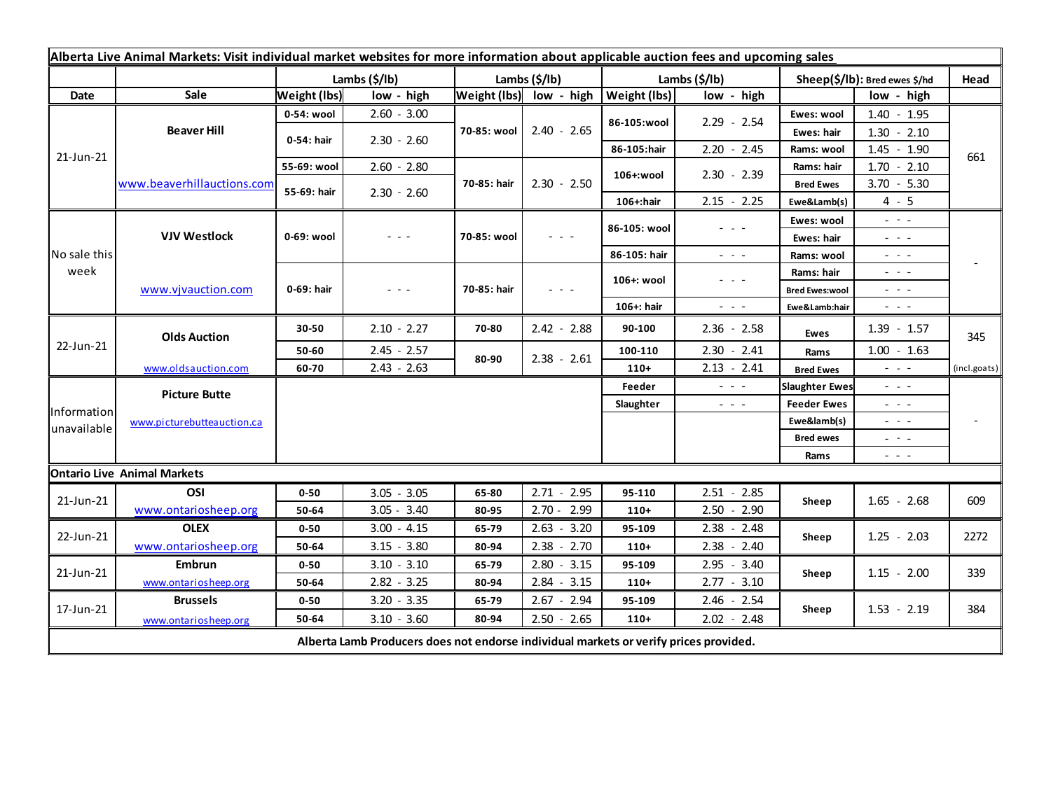**Alberta Live Animal Markets: Visit individual market websites for more information about applicable auction fees and upcoming sales**

| Date | Sale | Lambs ($/lb) | | Lambs ($/lb) | | Lambs ($/lb) | | Sheep($/lb): Bred ewes $/hd | | Head |
|---|---|---|---|---|---|---|---|---|---|---|
| | | Weight (lbs) | low - high | Weight (lbs) | low - high | Weight (lbs) | low - high | | low - high | |
| 21-Jun-21 | Beaver Hill | 0-54: wool | 2.60 - 3.00 | 70-85: wool | 2.40 - 2.65 | 86-105:wool | 2.29 - 2.54 | Ewes: wool | 1.40 - 1.95 | 661 |
| | | 0-54: hair | 2.30 - 2.60 | | | | | Ewes: hair | 1.30 - 2.10 | |
| | | | | | | 86-105:hair | 2.20 - 2.45 | Rams: wool | 1.45 - 1.90 | |
| | | 55-69: wool | 2.60 - 2.80 | 70-85: hair | 2.30 - 2.50 | 106+:wool | 2.30 - 2.39 | Rams: hair | 1.70 - 2.10 | |
| | www.beaverhillauctions.com | 55-69: hair | 2.30 - 2.60 | | | | | Bred Ewes | 3.70 - 5.30 | |
| | | | | | | 106+:hair | 2.15 - 2.25 | Ewe&Lamb(s) | 4 - 5 | |
| No sale this week | VJV Westlock | 0-69: wool | - - - | 70-85: wool | - - - | 86-105: wool | - - - | Ewes: wool | - - - | - |
| | | | | | | | | Ewes: hair | - - - | |
| | | | | | | 86-105: hair | - - - | Rams: wool | - - - | |
| | www.vjvauction.com | 0-69: hair | - - - | 70-85: hair | - - - | 106+: wool | - - - | Rams: hair | - - - | |
| | | | | | | | | Bred Ewes:wool | - - - | |
| | | | | | | 106+: hair | - - - | Ewe&Lamb:hair | - - - | |
| 22-Jun-21 | Olds Auction | 30-50 | 2.10 - 2.27 | 70-80 | 2.42 - 2.88 | 90-100 | 2.36 - 2.58 | Ewes | 1.39 - 1.57 | 345 |
| | | 50-60 | 2.45 - 2.57 | 80-90 | 2.38 - 2.61 | 100-110 | 2.30 - 2.41 | Rams | 1.00 - 1.63 | |
| | www.oldsauction.com | 60-70 | 2.43 - 2.63 | | | 110+ | 2.13 - 2.41 | Bred Ewes | - - - | (incl.goats) |
| Information unavailable | Picture Butte | | | | | Feeder | - - - | Slaughter Ewes | - - - | - |
| | www.picturebutteauction.ca | | | | | Slaughter | - - - | Feeder Ewes | - - - | |
| | | | | | | | | Ewe&lamb(s) | - - - | |
| | | | | | | | | Bred ewes | - - - | |
| | | | | | | | | Rams | - - - | |

**Ontario Live Animal Markets**

| Date | Sale | Weight (lbs) | low - high | Weight (lbs) | low - high | Weight (lbs) | low - high | | low - high | Head |
|---|---|---|---|---|---|---|---|---|---|---|
| 21-Jun-21 | OSI | 0-50 | 3.05 - 3.05 | 65-80 | 2.71 - 2.95 | 95-110 | 2.51 - 2.85 | Sheep | 1.65 - 2.68 | 609 |
| | www.ontariosheep.org | 50-64 | 3.05 - 3.40 | 80-95 | 2.70 - 2.99 | 110+ | 2.50 - 2.90 | | | |
| 22-Jun-21 | OLEX | 0-50 | 3.00 - 4.15 | 65-79 | 2.63 - 3.20 | 95-109 | 2.38 - 2.48 | Sheep | 1.25 - 2.03 | 2272 |
| | www.ontariosheep.org | 50-64 | 3.15 - 3.80 | 80-94 | 2.38 - 2.70 | 110+ | 2.38 - 2.40 | | | |
| 21-Jun-21 | Embrun | 0-50 | 3.10 - 3.10 | 65-79 | 2.80 - 3.15 | 95-109 | 2.95 - 3.40 | Sheep | 1.15 - 2.00 | 339 |
| | www.ontariosheep.org | 50-64 | 2.82 - 3.25 | 80-94 | 2.84 - 3.15 | 110+ | 2.77 - 3.10 | | | |
| 17-Jun-21 | Brussels | 0-50 | 3.20 - 3.35 | 65-79 | 2.67 - 2.94 | 95-109 | 2.46 - 2.54 | Sheep | 1.53 - 2.19 | 384 |
| | www.ontariosheep.org | 50-64 | 3.10 - 3.60 | 80-94 | 2.50 - 2.65 | 110+ | 2.02 - 2.48 | | | |

**Alberta Lamb Producers does not endorse individual markets or verify prices provided.**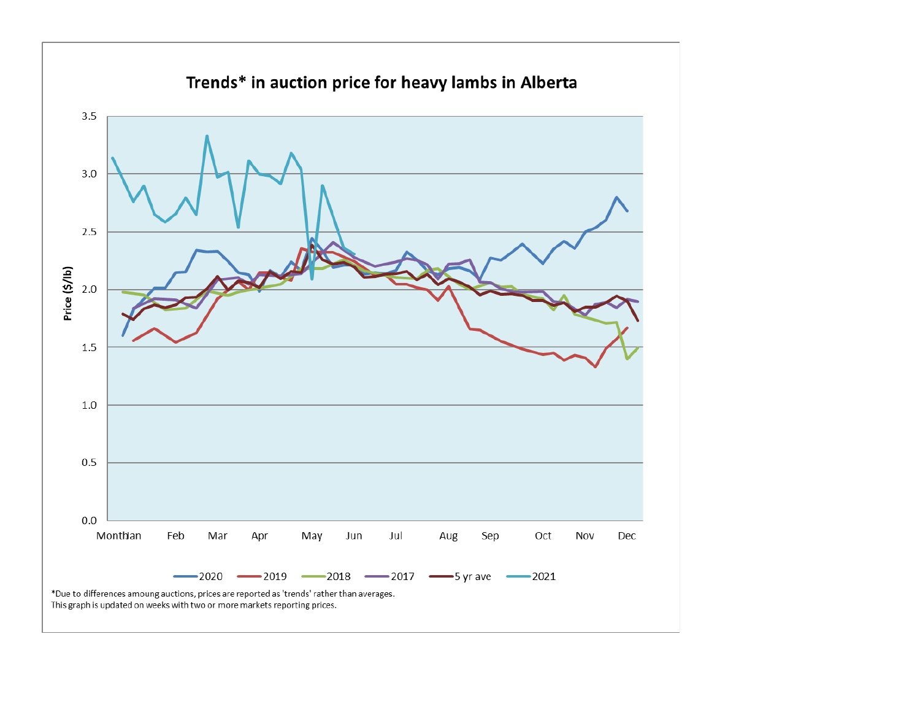## Trends* in auction price for heavy lambs in Alberta

Price ($/lb)

3.5
3.0
2.5
2.0
1.5
1.0
0.5
0.0

Month Jan Feb Mar Apr May Jun Jul Aug Sep Oct Nov Dec

2020 2019 2018 2017 5 yr ave 2021

*Due to differences amoung auctions, prices are reported as 'trends' rather than averages.
This graph is updated on weeks with two or more markets reporting prices.